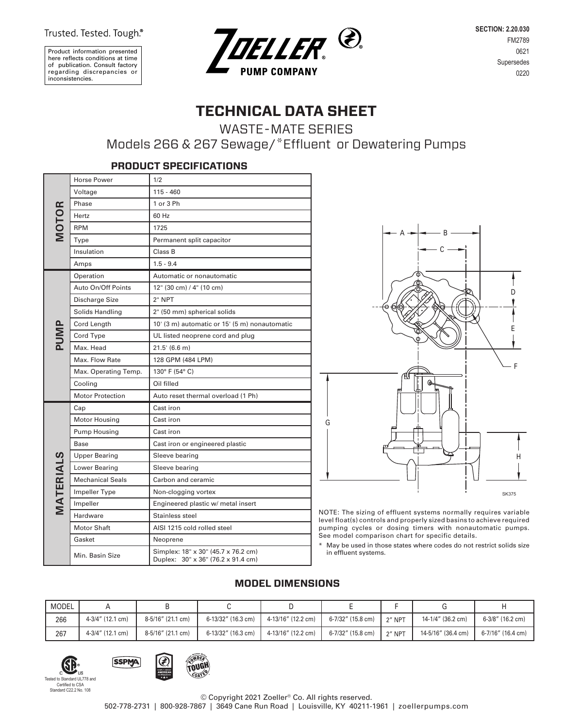Trusted. Tested. Tough.®

Product information presented here reflects conditions at time of publication. Consult factory regarding discrepancies or inconsistencies.

ZOELLER® PUMP COMPANY

SECTION: 2.20.030
FM2789
0621
Supersedes
0220

# TECHNICAL DATA SHEET

## WASTE-MATE SERIES

## Models 266 & 267 Sewage/*Effluent or Dewatering Pumps

### PRODUCT SPECIFICATIONS

| | | |
|---|---|---|
| MOTOR | Horse Power | 1/2 |
| | Voltage | 115 - 460 |
| | Phase | 1 or 3 Ph |
| | Hertz | 60 Hz |
| | RPM | 1725 |
| | Type | Permanent split capacitor |
| | Insulation | Class B |
| | Amps | 1.5 - 9.4 |
| PUMP | Operation | Automatic or nonautomatic |
| | Auto On/Off Points | 12" (30 cm) / 4" (10 cm) |
| | Discharge Size | 2" NPT |
| | Solids Handling | 2" (50 mm) spherical solids |
| | Cord Length | 10' (3 m) automatic or 15' (5 m) nonautomatic |
| | Cord Type | UL listed neoprene cord and plug |
| | Max. Head | 21.5' (6.6 m) |
| | Max. Flow Rate | 128 GPM (484 LPM) |
| | Max. Operating Temp. | 130° F (54° C) |
| | Cooling | Oil filled |
| | Motor Protection | Auto reset thermal overload (1 Ph) |
| MATERIALS | Cap | Cast iron |
| | Motor Housing | Cast iron |
| | Pump Housing | Cast iron |
| | Base | Cast iron or engineered plastic |
| | Upper Bearing | Sleeve bearing |
| | Lower Bearing | Sleeve bearing |
| | Mechanical Seals | Carbon and ceramic |
| | Impeller Type | Non-clogging vortex |
| | Impeller | Engineered plastic w/ metal insert |
| | Hardware | Stainless steel |
| | Motor Shaft | AISI 1215 cold rolled steel |
| | Gasket | Neoprene |
| | Min. Basin Size | Simplex: 18" x 30" (45.7 x 76.2 cm)<br>Duplex: 30" x 36" (76.2 x 91.4 cm) |

SK375

NOTE: The sizing of effluent systems normally requires variable level float(s) controls and properly sized basins to achieve required pumping cycles or dosing timers with nonautomatic pumps. See model comparison chart for specific details.

* May be used in those states where codes do not restrict solids size in effluent systems.

### MODEL DIMENSIONS

| MODEL | A | B | C | D | E | F | G | H |
|---|---|---|---|---|---|---|---|---|
| 266 | 4-3/4″ (12.1 cm) | 8-5/16″ (21.1 cm) | 6-13/32″ (16.3 cm) | 4-13/16″ (12.2 cm) | 6-7/32″ (15.8 cm) | 2″ NPT | 14-1/4″ (36.2 cm) | 6-3/8″ (16.2 cm) |
| 267 | 4-3/4″ (12.1 cm) | 8-5/16″ (21.1 cm) | 6-13/32″ (16.3 cm) | 4-13/16″ (12.2 cm) | 6-7/32″ (15.8 cm) | 2″ NPT | 14-5/16″ (36.4 cm) | 6-7/16″ (16.4 cm) |

Tested to Standard UL778 and Certified to CSA Standard C22.2 No. 108

© Copyright 2021 Zoeller® Co. All rights reserved.
502-778-2731 | 800-928-7867 | 3649 Cane Run Road | Louisville, KY 40211-1961 | zoellerpumps.com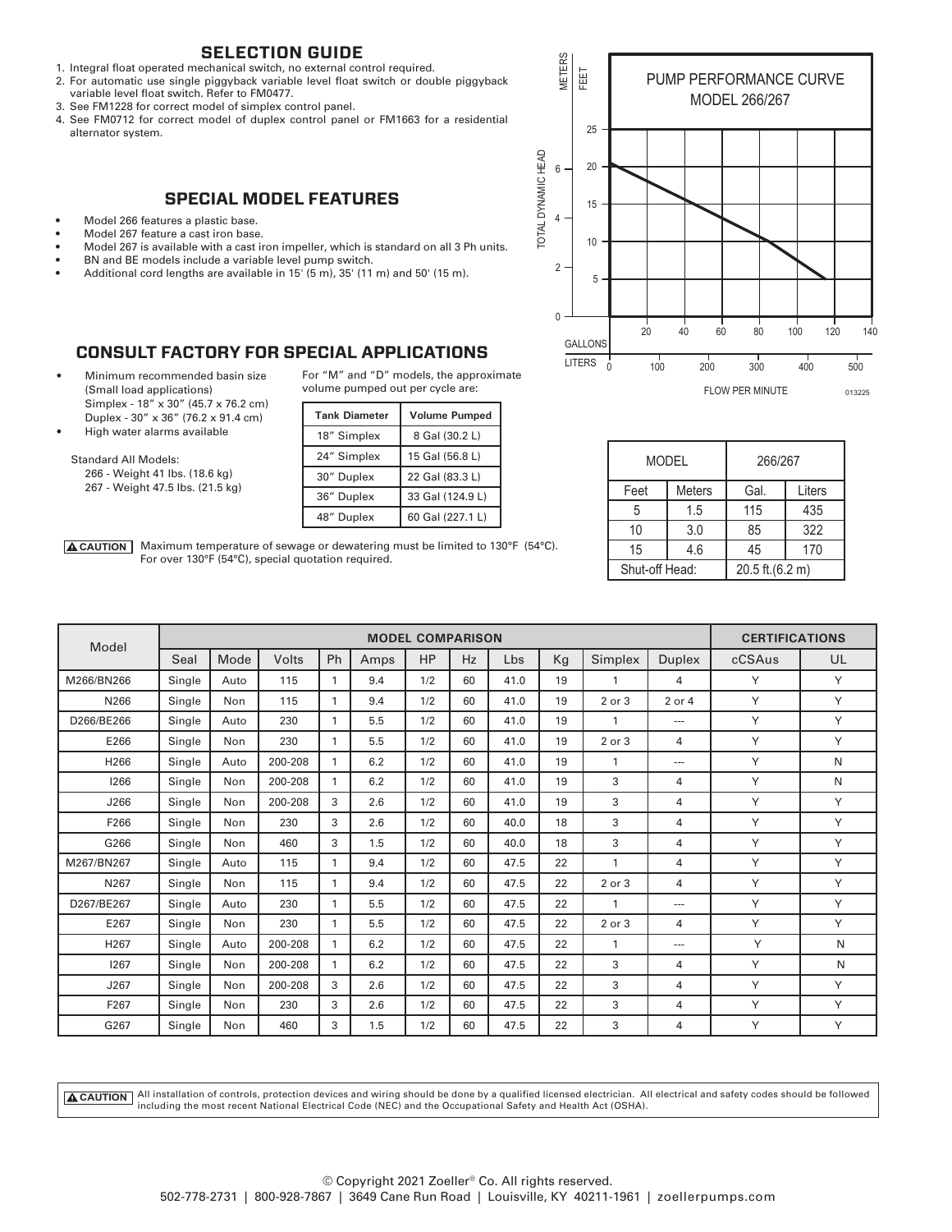## SELECTION GUIDE

1. Integral float operated mechanical switch, no external control required.
2. For automatic use single piggyback variable level float switch or double piggyback variable level float switch. Refer to FM0477.
3. See FM1228 for correct model of simplex control panel.
4. See FM0712 for correct model of duplex control panel or FM1663 for a residential alternator system.

## SPECIAL MODEL FEATURES

- Model 266 features a plastic base.
- Model 267 feature a cast iron base.
- Model 267 is available with a cast iron impeller, which is standard on all 3 Ph units.
- BN and BE models include a variable level pump switch.
- Additional cord lengths are available in 15' (5 m), 35' (11 m) and 50' (15 m).

## CONSULT FACTORY FOR SPECIAL APPLICATIONS

- Minimum recommended basin size (Small load applications)
  Simplex - 18" x 30" (45.7 x 76.2 cm)
  Duplex - 30" x 36" (76.2 x 91.4 cm)
- High water alarms available

Standard All Models:
266 - Weight 41 lbs. (18.6 kg)
267 - Weight 47.5 lbs. (21.5 kg)

For "M" and "D" models, the approximate volume pumped out per cycle are:

| Tank Diameter | Volume Pumped |
| --- | --- |
| 18" Simplex | 8 Gal (30.2 L) |
| 24" Simplex | 15 Gal (56.8 L) |
| 30" Duplex | 22 Gal (83.3 L) |
| 36" Duplex | 33 Gal (124.9 L) |
| 48" Duplex | 60 Gal (227.1 L) |

**⚠ CAUTION** Maximum temperature of sewage or dewatering must be limited to 130°F (54°C). For over 130°F (54°C), special quotation required.

PUMP PERFORMANCE CURVE
MODEL 266/267

METERS
FEET
TOTAL DYNAMIC HEAD
0 2 4 6
5 10 15 20 25
GALLONS 20 40 60 80 100 120 140
LITERS 0 100 200 300 400 500
FLOW PER MINUTE
013225

| MODEL | | 266/267 | |
| --- | --- | --- | --- |
| Feet | Meters | Gal. | Liters |
| 5 | 1.5 | 115 | 435 |
| 10 | 3.0 | 85 | 322 |
| 15 | 4.6 | 45 | 170 |
| Shut-off Head: | | 20.5 ft.(6.2 m) | |

| Model | MODEL COMPARISON | | | | | | | | | | | CERTIFICATIONS | |
| --- | --- | --- | --- | --- | --- | --- | --- | --- | --- | --- | --- | --- | --- |
| | Seal | Mode | Volts | Ph | Amps | HP | Hz | Lbs | Kg | Simplex | Duplex | cCSAus | UL |
| M266/BN266 | Single | Auto | 115 | 1 | 9.4 | 1/2 | 60 | 41.0 | 19 | 1 | 4 | Y | Y |
| N266 | Single | Non | 115 | 1 | 9.4 | 1/2 | 60 | 41.0 | 19 | 2 or 3 | 2 or 4 | Y | Y |
| D266/BE266 | Single | Auto | 230 | 1 | 5.5 | 1/2 | 60 | 41.0 | 19 | 1 | --- | Y | Y |
| E266 | Single | Non | 230 | 1 | 5.5 | 1/2 | 60 | 41.0 | 19 | 2 or 3 | 4 | Y | Y |
| H266 | Single | Auto | 200-208 | 1 | 6.2 | 1/2 | 60 | 41.0 | 19 | 1 | --- | Y | N |
| I266 | Single | Non | 200-208 | 1 | 6.2 | 1/2 | 60 | 41.0 | 19 | 3 | 4 | Y | N |
| J266 | Single | Non | 200-208 | 3 | 2.6 | 1/2 | 60 | 41.0 | 19 | 3 | 4 | Y | Y |
| F266 | Single | Non | 230 | 3 | 2.6 | 1/2 | 60 | 40.0 | 18 | 3 | 4 | Y | Y |
| G266 | Single | Non | 460 | 3 | 1.5 | 1/2 | 60 | 40.0 | 18 | 3 | 4 | Y | Y |
| M267/BN267 | Single | Auto | 115 | 1 | 9.4 | 1/2 | 60 | 47.5 | 22 | 1 | 4 | Y | Y |
| N267 | Single | Non | 115 | 1 | 9.4 | 1/2 | 60 | 47.5 | 22 | 2 or 3 | 4 | Y | Y |
| D267/BE267 | Single | Auto | 230 | 1 | 5.5 | 1/2 | 60 | 47.5 | 22 | 1 | --- | Y | Y |
| E267 | Single | Non | 230 | 1 | 5.5 | 1/2 | 60 | 47.5 | 22 | 2 or 3 | 4 | Y | Y |
| H267 | Single | Auto | 200-208 | 1 | 6.2 | 1/2 | 60 | 47.5 | 22 | 1 | --- | Y | N |
| I267 | Single | Non | 200-208 | 1 | 6.2 | 1/2 | 60 | 47.5 | 22 | 3 | 4 | Y | N |
| J267 | Single | Non | 200-208 | 3 | 2.6 | 1/2 | 60 | 47.5 | 22 | 3 | 4 | Y | Y |
| F267 | Single | Non | 230 | 3 | 2.6 | 1/2 | 60 | 47.5 | 22 | 3 | 4 | Y | Y |
| G267 | Single | Non | 460 | 3 | 1.5 | 1/2 | 60 | 47.5 | 22 | 3 | 4 | Y | Y |

**⚠ CAUTION** All installation of controls, protection devices and wiring should be done by a qualified licensed electrician. All electrical and safety codes should be followed including the most recent National Electrical Code (NEC) and the Occupational Safety and Health Act (OSHA).

© Copyright 2021 Zoeller® Co. All rights reserved.
502-778-2731 | 800-928-7867 | 3649 Cane Run Road | Louisville, KY 40211-1961 | zoellerpumps.com